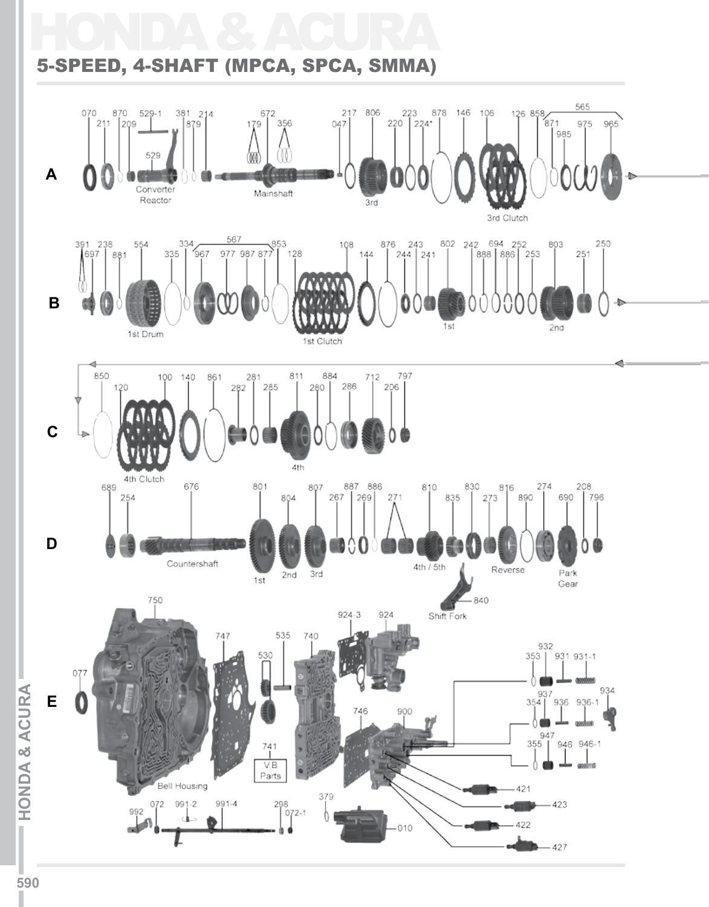# HONDA & ACURA

## 5-SPEED, 4-SHAFT (MPCA, SPCA, SMMA)

**A**

070, 211, 870, 209, 529-1, 529, Converter Reactor, 381, 879, 214, 672, 179, 356, Mainshaft, 047, 217, 806, 3rd, 220, 223, 224*, 878, 146, 106, 126, 3rd Clutch, 858, 565, 871, 985, 975, 965

**B**

391, 697, 238, 881, 554, 1st Drum, 335, 334, 567, 967, 977, 987, 877, 853, 128, 108, 1st Clutch, 144, 876, 244, 243, 241, 802, 1st, 242, 888, 694, 886, 252, 253, 803, 2nd, 251, 250

**C**

850, 120, 100, 4th Clutch, 140, 861, 282, 281, 285, 811, 4th, 280, 884, 286, 712, 206, 797

**D**

689, 254, 676, Countershaft, 801, 1st, 804, 2nd, 807, 3rd, 267, 887, 269, 886, 271, 810, 4th / 5th, 835, 830, 273, 816, Reverse, 890, 274, 690, Park Gear, 208, 796, 840, Shift Fork

**E**

077, 750, Bell Housing, 747, 530, 535, 741, V.B Parts, 740, 924-3, 924, 746, 900, 353, 932, 931, 931-1, 354, 937, 936, 936-1, 934, 355, 947, 946, 946-1, 421, 423, 422, 427, 992, 072, 991-2, 991-4, 298, 072-1, 379, 010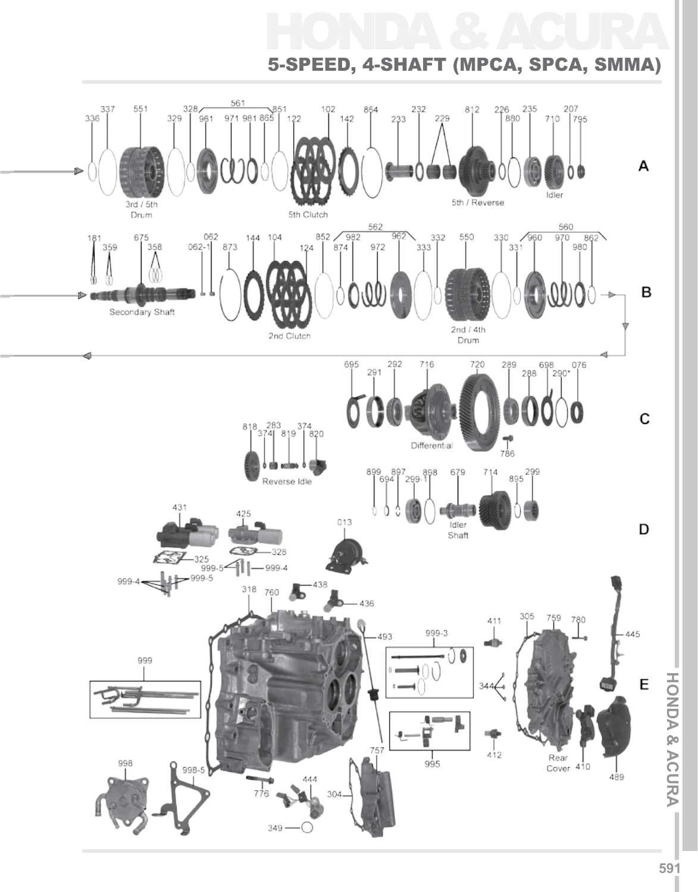# HONDA & ACURA

## 5-SPEED, 4-SHAFT (MPCA, SPCA, SMMA)

**A**

336 337 551 329 328 561 961 971 981 865 851 122 102 142 864 233 232 229 812 226 880 235 710 207 795

3rd / 5th Drum

5th Clutch

5th / Reverse

Idler

**B**

181 359 675 358 062 062-1 873 144 104 124 852 562 874 982 972 962 333 332 550 330 331 560 960 970 980 862

Secondary Shaft

2nd Clutch

2nd / 4th Drum

**C**

695 291 292 716 720 289 288 698 290* 076

Differential

786

818 374 283 819 374 820

Reverse Idle

**D**

899 694 897 299-1 898 679 714 895 299

Idler Shaft

431 425 013

325 328

999-5 999-4

999-4 999-5

**E**

318 760 438 436 493

999

999-3

411 305 759 780 445

344

995

412

Rear Cover 410 489

998 998-5 776 444 757 304

349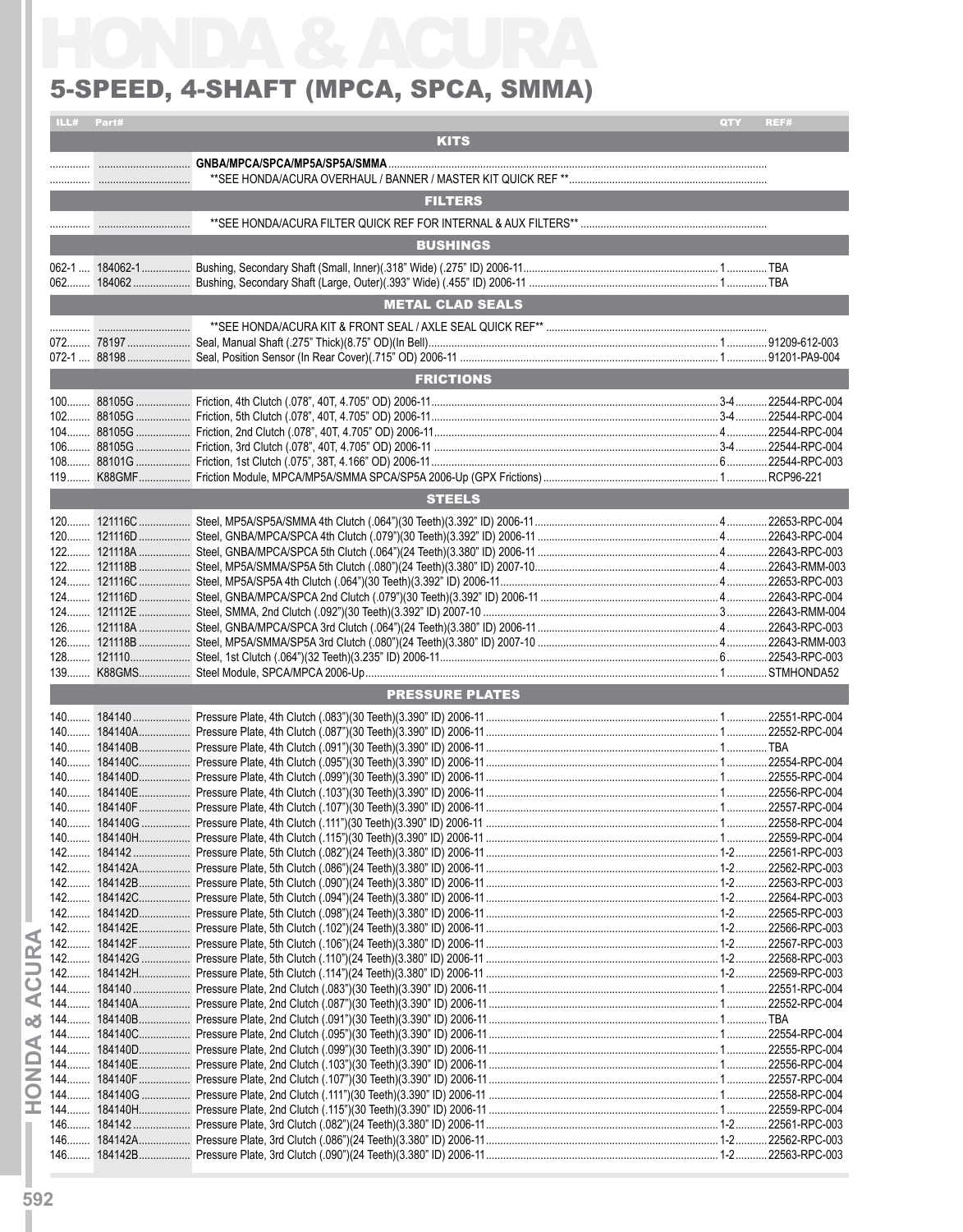# HONDA & ACURA

## 5-SPEED, 4-SHAFT (MPCA, SPCA, SMMA)

| ILL# | Part# | Description | QTY | REF# |
|---|---|---|---|---|
| | | **KITS** | | |
| | | **GNBA/MPCA/SPCA/MP5A/SP5A/SMMA** | | |
| | | **SEE HONDA/ACURA OVERHAUL / BANNER / MASTER KIT QUICK REF ** | | |
| | | **FILTERS** | | |
| | | **SEE HONDA/ACURA FILTER QUICK REF FOR INTERNAL & AUX FILTERS** | | |
| | | **BUSHINGS** | | |
| 062-1 | 184062-1 | Bushing, Secondary Shaft (Small, Inner)(.318" Wide) (.275" ID) 2006-11 | 1 | TBA |
| 062 | 184062 | Bushing, Secondary Shaft (Large, Outer)(.393" Wide) (.455" ID) 2006-11 | 1 | TBA |
| | | **METAL CLAD SEALS** | | |
| | | **SEE HONDA/ACURA KIT & FRONT SEAL / AXLE SEAL QUICK REF** | | |
| 072 | 78197 | Seal, Manual Shaft (.275" Thick)(8.75" OD)(In Bell) | 1 | 91209-612-003 |
| 072-1 | 88198 | Seal, Position Sensor (In Rear Cover)(.715" OD) 2006-11 | 1 | 91201-PA9-004 |
| | | **FRICTIONS** | | |
| 100 | 88105G | Friction, 4th Clutch (.078", 40T, 4.705" OD) 2006-11 | 3-4 | 22544-RPC-004 |
| 102 | 88105G | Friction, 5th Clutch (.078", 40T, 4.705" OD) 2006-11 | 3-4 | 22544-RPC-004 |
| 104 | 88105G | Friction, 2nd Clutch (.078", 40T, 4.705" OD) 2006-11 | 4 | 22544-RPC-004 |
| 106 | 88105G | Friction, 3rd Clutch (.078", 40T, 4.705" OD) 2006-11 | 3-4 | 22544-RPC-004 |
| 108 | 88101G | Friction, 1st Clutch (.075", 38T, 4.166" OD) 2006-11 | 6 | 22544-RPC-003 |
| 119 | K88GMF | Friction Module, MPCA/MP5A/SMMA SPCA/SP5A 2006-Up (GPX Frictions) | 1 | RCP96-221 |
| | | **STEELS** | | |
| 120 | 121116C | Steel, MP5A/SP5A/SMMA 4th Clutch (.064")(30 Teeth)(3.392" ID) 2006-11 | 4 | 22653-RPC-004 |
| 120 | 121116D | Steel, GNBA/MPCA/SPCA 4th Clutch (.079")(30 Teeth)(3.392" ID) 2006-11 | 4 | 22643-RPC-004 |
| 122 | 121118A | Steel, GNBA/MPCA/SPCA 5th Clutch (.064")(24 Teeth)(3.380" ID) 2006-11 | 4 | 22643-RPC-003 |
| 122 | 121118B | Steel, MP5A/SMMA/SP5A 5th Clutch (.080")(24 Teeth)(3.380" ID) 2007-10 | 4 | 22643-RMM-003 |
| 124 | 121116C | Steel, MP5A/SP5A 4th Clutch (.064")(30 Teeth)(3.392" ID) 2006-11 | 4 | 22653-RPC-003 |
| 124 | 121116D | Steel, GNBA/MPCA/SPCA 2nd Clutch (.079")(30 Teeth)(3.392" ID) 2006-11 | 4 | 22643-RPC-004 |
| 124 | 121112E | Steel, SMMA, 2nd Clutch (.092")(30 Teeth)(3.392" ID) 2007-10 | 3 | 22643-RMM-004 |
| 126 | 121118A | Steel, GNBA/MPCA/SPCA 3rd Clutch (.064")(24 Teeth)(3.380" ID) 2006-11 | 4 | 22643-RPC-003 |
| 126 | 121118B | Steel, MP5A/SMMA/SP5A 3rd Clutch (.080")(24 Teeth)(3.380" ID) 2007-10 | 4 | 22643-RMM-003 |
| 128 | 121110 | Steel, 1st Clutch (.064")(32 Teeth)(3.235" ID) 2006-11 | 6 | 22543-RPC-003 |
| 139 | K88GMS | Steel Module, SPCA/MPCA 2006-Up | 1 | STMHONDA52 |
| | | **PRESSURE PLATES** | | |
| 140 | 184140 | Pressure Plate, 4th Clutch (.083")(30 Teeth)(3.390" ID) 2006-11 | 1 | 22551-RPC-004 |
| 140 | 184140A | Pressure Plate, 4th Clutch (.087")(30 Teeth)(3.390" ID) 2006-11 | 1 | 22552-RPC-004 |
| 140 | 184140B | Pressure Plate, 4th Clutch (.091")(30 Teeth)(3.390" ID) 2006-11 | 1 | TBA |
| 140 | 184140C | Pressure Plate, 4th Clutch (.095")(30 Teeth)(3.390" ID) 2006-11 | 1 | 22554-RPC-004 |
| 140 | 184140D | Pressure Plate, 4th Clutch (.099")(30 Teeth)(3.390" ID) 2006-11 | 1 | 22555-RPC-004 |
| 140 | 184140E | Pressure Plate, 4th Clutch (.103")(30 Teeth)(3.390" ID) 2006-11 | 1 | 22556-RPC-004 |
| 140 | 184140F | Pressure Plate, 4th Clutch (.107")(30 Teeth)(3.390" ID) 2006-11 | 1 | 22557-RPC-004 |
| 140 | 184140G | Pressure Plate, 4th Clutch (.111")(30 Teeth)(3.390" ID) 2006-11 | 1 | 22558-RPC-004 |
| 140 | 184140H | Pressure Plate, 4th Clutch (.115")(30 Teeth)(3.390" ID) 2006-11 | 1 | 22559-RPC-004 |
| 142 | 184142 | Pressure Plate, 5th Clutch (.082")(24 Teeth)(3.380" ID) 2006-11 | 1-2 | 22561-RPC-003 |
| 142 | 184142A | Pressure Plate, 5th Clutch (.086")(24 Teeth)(3.380" ID) 2006-11 | 1-2 | 22562-RPC-003 |
| 142 | 184142B | Pressure Plate, 5th Clutch (.090")(24 Teeth)(3.380" ID) 2006-11 | 1-2 | 22563-RPC-003 |
| 142 | 184142C | Pressure Plate, 5th Clutch (.094")(24 Teeth)(3.380" ID) 2006-11 | 1-2 | 22564-RPC-003 |
| 142 | 184142D | Pressure Plate, 5th Clutch (.098")(24 Teeth)(3.380" ID) 2006-11 | 1-2 | 22565-RPC-003 |
| 142 | 184142E | Pressure Plate, 5th Clutch (.102")(24 Teeth)(3.380" ID) 2006-11 | 1-2 | 22566-RPC-003 |
| 142 | 184142F | Pressure Plate, 5th Clutch (.106")(24 Teeth)(3.380" ID) 2006-11 | 1-2 | 22567-RPC-003 |
| 142 | 184142G | Pressure Plate, 5th Clutch (.110")(24 Teeth)(3.380" ID) 2006-11 | 1-2 | 22568-RPC-003 |
| 142 | 184142H | Pressure Plate, 5th Clutch (.114")(24 Teeth)(3.380" ID) 2006-11 | 1-2 | 22569-RPC-003 |
| 144 | 184140 | Pressure Plate, 2nd Clutch (.083")(30 Teeth)(3.390" ID) 2006-11 | 1 | 22551-RPC-004 |
| 144 | 184140A | Pressure Plate, 2nd Clutch (.087")(30 Teeth)(3.390" ID) 2006-11 | 1 | 22552-RPC-004 |
| 144 | 184140B | Pressure Plate, 2nd Clutch (.091")(30 Teeth)(3.390" ID) 2006-11 | 1 | TBA |
| 144 | 184140C | Pressure Plate, 2nd Clutch (.095")(30 Teeth)(3.390" ID) 2006-11 | 1 | 22554-RPC-004 |
| 144 | 184140D | Pressure Plate, 2nd Clutch (.099")(30 Teeth)(3.390" ID) 2006-11 | 1 | 22555-RPC-004 |
| 144 | 184140E | Pressure Plate, 2nd Clutch (.103")(30 Teeth)(3.390" ID) 2006-11 | 1 | 22556-RPC-004 |
| 144 | 184140F | Pressure Plate, 2nd Clutch (.107")(30 Teeth)(3.390" ID) 2006-11 | 1 | 22557-RPC-004 |
| 144 | 184140G | Pressure Plate, 2nd Clutch (.111")(30 Teeth)(3.390" ID) 2006-11 | 1 | 22558-RPC-004 |
| 144 | 184140H | Pressure Plate, 2nd Clutch (.115")(30 Teeth)(3.390" ID) 2006-11 | 1 | 22559-RPC-004 |
| 146 | 184142 | Pressure Plate, 3rd Clutch (.082")(24 Teeth)(3.380" ID) 2006-11 | 1-2 | 22561-RPC-003 |
| 146 | 184142A | Pressure Plate, 3rd Clutch (.086")(24 Teeth)(3.380" ID) 2006-11 | 1-2 | 22562-RPC-003 |
| 146 | 184142B | Pressure Plate, 3rd Clutch (.090")(24 Teeth)(3.380" ID) 2006-11 | 1-2 | 22563-RPC-003 |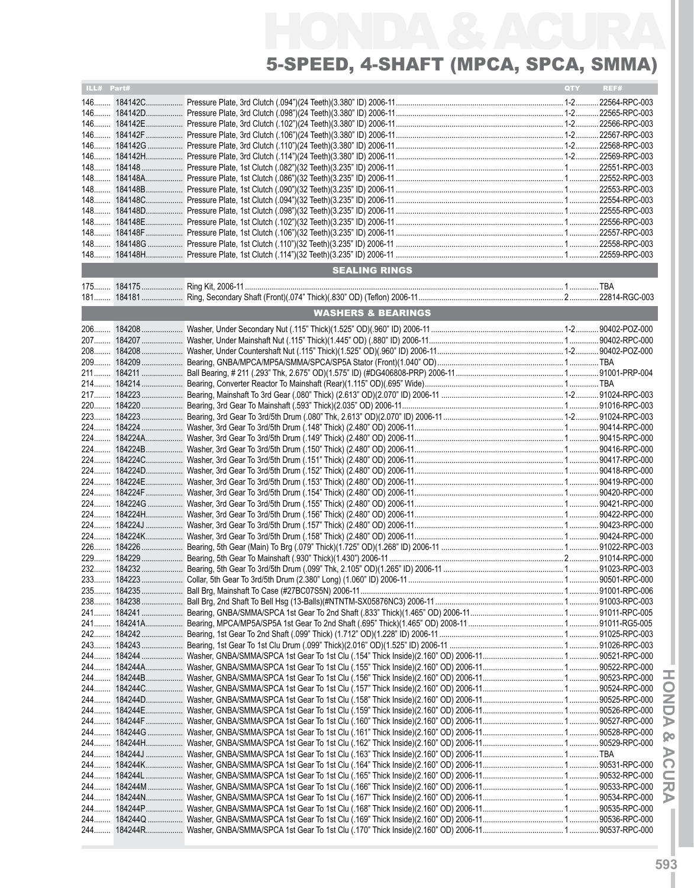# HONDA & ACURA

## 5-SPEED, 4-SHAFT (MPCA, SPCA, SMMA)

| ILL# | Part# | | QTY | REF# |
|---|---|---|---|---|
| 146 | 184142C | Pressure Plate, 3rd Clutch (.094")(24 Teeth)(3.380" ID) 2006-11 | 1-2 | 22564-RPC-003 |
| 146 | 184142D | Pressure Plate, 3rd Clutch (.098")(24 Teeth)(3.380" ID) 2006-11 | 1-2 | 22565-RPC-003 |
| 146 | 184142E | Pressure Plate, 3rd Clutch (.102")(24 Teeth)(3.380" ID) 2006-11 | 1-2 | 22566-RPC-003 |
| 146 | 184142F | Pressure Plate, 3rd Clutch (.106")(24 Teeth)(3.380" ID) 2006-11 | 1-2 | 22567-RPC-003 |
| 146 | 184142G | Pressure Plate, 3rd Clutch (.110")(24 Teeth)(3.380" ID) 2006-11 | 1-2 | 22568-RPC-003 |
| 146 | 184142H | Pressure Plate, 3rd Clutch (.114")(24 Teeth)(3.380" ID) 2006-11 | 1-2 | 22569-RPC-003 |
| 148 | 184148 | Pressure Plate, 1st Clutch (.082")(32 Teeth)(3.235" ID) 2006-11 | 1 | 22551-RPC-003 |
| 148 | 184148A | Pressure Plate, 1st Clutch (.086")(32 Teeth)(3.235" ID) 2006-11 | 1 | 22552-RPC-003 |
| 148 | 184148B | Pressure Plate, 1st Clutch (.090")(32 Teeth)(3.235" ID) 2006-11 | 1 | 22553-RPC-003 |
| 148 | 184148C | Pressure Plate, 1st Clutch (.094")(32 Teeth)(3.235" ID) 2006-11 | 1 | 22554-RPC-003 |
| 148 | 184148D | Pressure Plate, 1st Clutch (.098")(32 Teeth)(3.235" ID) 2006-11 | 1 | 22555-RPC-003 |
| 148 | 184148E | Pressure Plate, 1st Clutch (.102")(32 Teeth)(3.235" ID) 2006-11 | 1 | 22556-RPC-003 |
| 148 | 184148F | Pressure Plate, 1st Clutch (.106")(32 Teeth)(3.235" ID) 2006-11 | 1 | 22557-RPC-003 |
| 148 | 184148G | Pressure Plate, 1st Clutch (.110")(32 Teeth)(3.235" ID) 2006-11 | 1 | 22558-RPC-003 |
| 148 | 184148H | Pressure Plate, 1st Clutch (.114")(32 Teeth)(3.235" ID) 2006-11 | 1 | 22559-RPC-003 |
| | | **SEALING RINGS** | | |
| 175 | 184175 | Ring Kit, 2006-11 | 1 | TBA |
| 181 | 184181 | Ring, Secondary Shaft (Front)(.074" Thick)(.830" OD) (Teflon) 2006-11 | 2 | 22814-RGC-003 |
| | | **WASHERS & BEARINGS** | | |
| 206 | 184208 | Washer, Under Secondary Nut (.115" Thick)(1.525" OD)(.960" ID) 2006-11 | 1-2 | 90402-POZ-000 |
| 207 | 184207 | Washer, Under Mainshaft Nut (.115" Thick)(1.445" OD) (.880" ID) 2006-11 | 1 | 90402-RPC-000 |
| 208 | 184208 | Washer, Under Countershaft Nut (.115" Thick)(1.525" OD)(.960" ID) 2006-11 | 1-2 | 90402-POZ-000 |
| 209 | 184209 | Bearing, GNBA/MPCA/MP5A/SMMA/SPCA/SP5A Stator (Front)(1.040" OD) | 1 | TBA |
| 211 | 184211 | Ball Bearing, # 211 (.293" Thk, 2.675" OD)(1.575" ID) (#DG406808-PRP) 2006-11 | 1 | 91001-PRP-004 |
| 214 | 184214 | Bearing, Converter Reactor To Mainshaft (Rear)(1.115" OD)(.695" Wide) | 1 | TBA |
| 217 | 184223 | Bearing, Mainshaft To 3rd Gear (.080" Thick) (2.613" OD)(2.070" ID) 2006-11 | 1-2 | 91024-RPC-003 |
| 220 | 184220 | Bearing, 3rd Gear To Mainshaft (.593" Thick)(2.035" OD) 2006-11 | 1 | 91016-RPC-003 |
| 223 | 184223 | Bearing, 3rd Gear To 3rd/5th Drum (.080" Thk, 2.613" OD)(2.070" ID) 2006-11 | 1-2 | 91024-RPC-003 |
| 224 | 184224 | Washer, 3rd Gear To 3rd/5th Drum (.148" Thick) (2.480" OD) 2006-11 | 1 | 90414-RPC-000 |
| 224 | 184224A | Washer, 3rd Gear To 3rd/5th Drum (.149" Thick) (2.480" OD) 2006-11 | 1 | 90415-RPC-000 |
| 224 | 184224B | Washer, 3rd Gear To 3rd/5th Drum (.150" Thick) (2.480" OD) 2006-11 | 1 | 90416-RPC-000 |
| 224 | 184224C | Washer, 3rd Gear To 3rd/5th Drum (.151" Thick) (2.480" OD) 2006-11 | 1 | 90417-RPC-000 |
| 224 | 184224D | Washer, 3rd Gear To 3rd/5th Drum (.152" Thick) (2.480" OD) 2006-11 | 1 | 90418-RPC-000 |
| 224 | 184224E | Washer, 3rd Gear To 3rd/5th Drum (.153" Thick) (2.480" OD) 2006-11 | 1 | 90419-RPC-000 |
| 224 | 184224F | Washer, 3rd Gear To 3rd/5th Drum (.154" Thick) (2.480" OD) 2006-11 | 1 | 90420-RPC-000 |
| 224 | 184224G | Washer, 3rd Gear To 3rd/5th Drum (.155" Thick) (2.480" OD) 2006-11 | 1 | 90421-RPC-000 |
| 224 | 184224H | Washer, 3rd Gear To 3rd/5th Drum (.156" Thick) (2.480" OD) 2006-11 | 1 | 90422-RPC-000 |
| 224 | 184224J | Washer, 3rd Gear To 3rd/5th Drum (.157" Thick) (2.480" OD) 2006-11 | 1 | 90423-RPC-000 |
| 224 | 184224K | Washer, 3rd Gear To 3rd/5th Drum (.158" Thick) (2.480" OD) 2006-11 | 1 | 90424-RPC-000 |
| 226 | 184226 | Bearing, 5th Gear (Main) To Brg (.079" Thick)(1.725" OD)(1.268" ID) 2006-11 | 1 | 91022-RPC-003 |
| 229 | 184229 | Bearing, 5th Gear To Mainshaft (.930" Thick)(1.430") 2006-11 | 2 | 91014-RPC-000 |
| 232 | 184232 | Bearing, 5th Gear To 3rd/5th Drum (.099" Thk, 2.105" OD)(1.265" ID) 2006-11 | 1 | 91023-RPC-003 |
| 233 | 184223 | Collar, 5th Gear To 3rd/5th Drum (2.380" Long) (1.060" ID) 2006-11 | 1 | 90501-RPC-000 |
| 235 | 184235 | Ball Brg, Mainshaft To Case (#27BC07S5N) 2006-11 | 1 | 91001-RPC-006 |
| 238 | 184238 | Ball Brg, 2nd Shaft To Bell Hsg (13-Balls)(#NTNTM-SX05876NC3) 2006-11 | 1 | 91003-RPC-003 |
| 241 | 184241 | Bearing, GNBA/SMMA/SPCA 1st Gear To 2nd Shaft (.833" Thick)(1.465" OD) 2006-11 | 1 | 91011-RPC-005 |
| 241 | 184241A | Bearing, MPCA/MP5A/SP5A 1st Gear To 2nd Shaft (.695" Thick)(1.465" OD) 2008-11 | 1 | 91011-RG5-005 |
| 242 | 184242 | Bearing, 1st Gear To 2nd Shaft (.099" Thick) (1.712" OD)(1.228" ID) 2006-11 | 1 | 91025-RPC-003 |
| 243 | 184243 | Bearing, 1st Gear To 1st Clu Drum (.099" Thick)(2.016" OD)(1.525" ID) 2006-11 | 1 | 91026-RPC-003 |
| 244 | 184244 | Washer, GNBA/SMMA/SPCA 1st Gear To 1st Clu (.154" Thick Inside)(2.160" OD) 2006-11 | 1 | 90521-RPC-000 |
| 244 | 184244A | Washer, GNBA/SMMA/SPCA 1st Gear To 1st Clu (.155" Thick Inside)(2.160" OD) 2006-11 | 1 | 90522-RPC-000 |
| 244 | 184244B | Washer, GNBA/SMMA/SPCA 1st Gear To 1st Clu (.156" Thick Inside)(2.160" OD) 2006-11 | 1 | 90523-RPC-000 |
| 244 | 184244C | Washer, GNBA/SMMA/SPCA 1st Gear To 1st Clu (.157" Thick Inside)(2.160" OD) 2006-11 | 1 | 90524-RPC-000 |
| 244 | 184244D | Washer, GNBA/SMMA/SPCA 1st Gear To 1st Clu (.158" Thick Inside)(2.160" OD) 2006-11 | 1 | 90525-RPC-000 |
| 244 | 184244E | Washer, GNBA/SMMA/SPCA 1st Gear To 1st Clu (.159" Thick Inside)(2.160" OD) 2006-11 | 1 | 90526-RPC-000 |
| 244 | 184244F | Washer, GNBA/SMMA/SPCA 1st Gear To 1st Clu (.160" Thick Inside)(2.160" OD) 2006-11 | 1 | 90527-RPC-000 |
| 244 | 184244G | Washer, GNBA/SMMA/SPCA 1st Gear To 1st Clu (.161" Thick Inside)(2.160" OD) 2006-11 | 1 | 90528-RPC-000 |
| 244 | 184244H | Washer, GNBA/SMMA/SPCA 1st Gear To 1st Clu (.162" Thick Inside)(2.160" OD) 2006-11 | 1 | 90529-RPC-000 |
| 244 | 184244J | Washer, GNBA/SMMA/SPCA 1st Gear To 1st Clu (.163" Thick Inside)(2.160" OD) 2006-11 | 1 | TBA |
| 244 | 184244K | Washer, GNBA/SMMA/SPCA 1st Gear To 1st Clu (.164" Thick Inside)(2.160" OD) 2006-11 | 1 | 90531-RPC-000 |
| 244 | 184244L | Washer, GNBA/SMMA/SPCA 1st Gear To 1st Clu (.165" Thick Inside)(2.160" OD) 2006-11 | 1 | 90532-RPC-000 |
| 244 | 184244M | Washer, GNBA/SMMA/SPCA 1st Gear To 1st Clu (.166" Thick Inside)(2.160" OD) 2006-11 | 1 | 90533-RPC-000 |
| 244 | 184244N | Washer, GNBA/SMMA/SPCA 1st Gear To 1st Clu (.167" Thick Inside)(2.160" OD) 2006-11 | 1 | 90534-RPC-000 |
| 244 | 184244P | Washer, GNBA/SMMA/SPCA 1st Gear To 1st Clu (.168" Thick Inside)(2.160" OD) 2006-11 | 1 | 90535-RPC-000 |
| 244 | 184244Q | Washer, GNBA/SMMA/SPCA 1st Gear To 1st Clu (.169" Thick Inside)(2.160" OD) 2006-11 | 1 | 90536-RPC-000 |
| 244 | 184244R | Washer, GNBA/SMMA/SPCA 1st Gear To 1st Clu (.170" Thick Inside)(2.160" OD) 2006-11 | 1 | 90537-RPC-000 |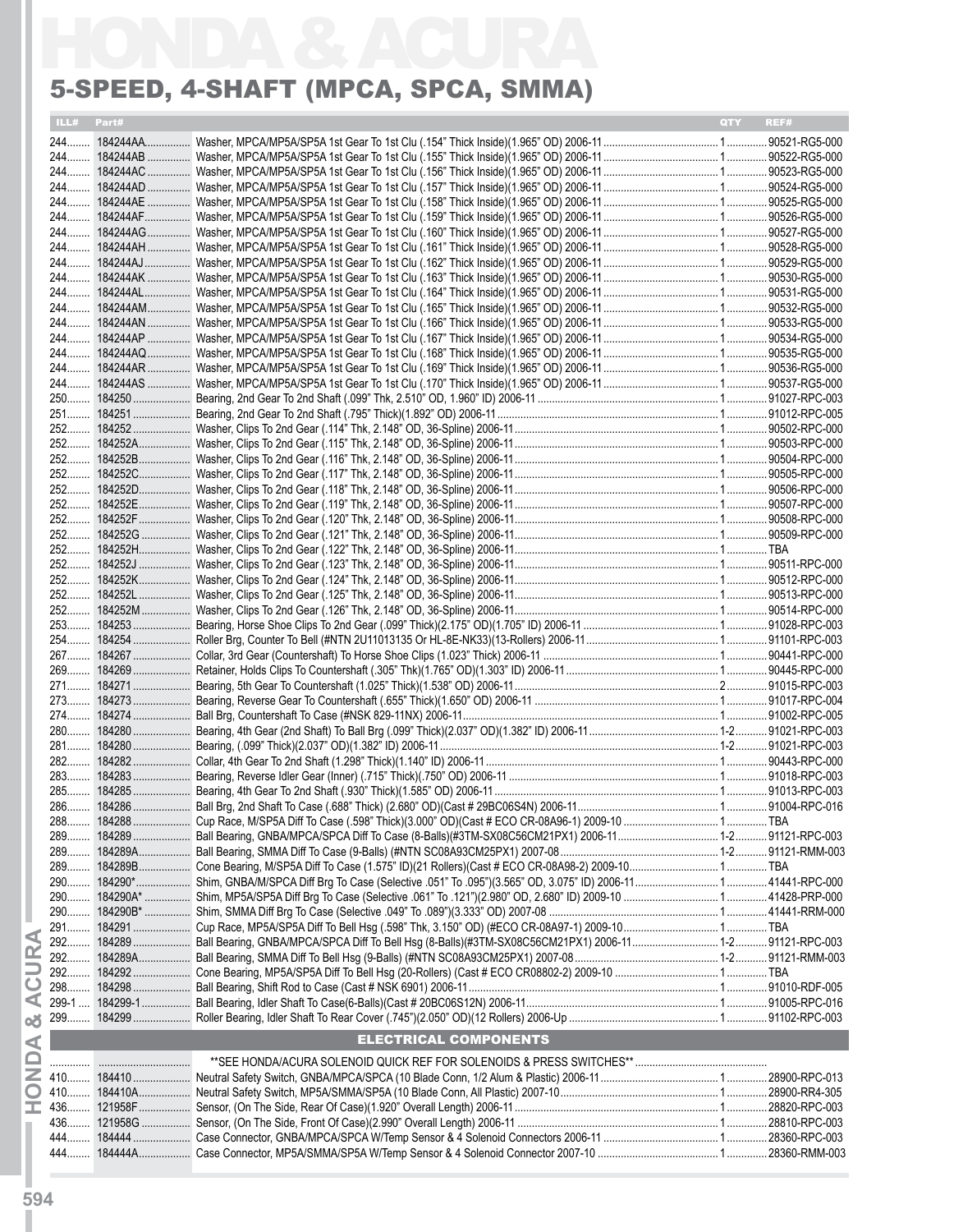# HONDA & ACURA

## 5-SPEED, 4-SHAFT (MPCA, SPCA, SMMA)

| ILL# | Part# | | QTY | REF# |
|---|---|---|---|---|
| 244 | 184244AA | Washer, MPCA/MP5A/SP5A 1st Gear To 1st Clu (.154" Thick Inside)(1.965" OD) 2006-11 | 1 | 90521-RG5-000 |
| 244 | 184244AB | Washer, MPCA/MP5A/SP5A 1st Gear To 1st Clu (.155" Thick Inside)(1.965" OD) 2006-11 | 1 | 90522-RG5-000 |
| 244 | 184244AC | Washer, MPCA/MP5A/SP5A 1st Gear To 1st Clu (.156" Thick Inside)(1.965" OD) 2006-11 | 1 | 90523-RG5-000 |
| 244 | 184244AD | Washer, MPCA/MP5A/SP5A 1st Gear To 1st Clu (.157" Thick Inside)(1.965" OD) 2006-11 | 1 | 90524-RG5-000 |
| 244 | 184244AE | Washer, MPCA/MP5A/SP5A 1st Gear To 1st Clu (.158" Thick Inside)(1.965" OD) 2006-11 | 1 | 90525-RG5-000 |
| 244 | 184244AF | Washer, MPCA/MP5A/SP5A 1st Gear To 1st Clu (.159" Thick Inside)(1.965" OD) 2006-11 | 1 | 90526-RG5-000 |
| 244 | 184244AG | Washer, MPCA/MP5A/SP5A 1st Gear To 1st Clu (.160" Thick Inside)(1.965" OD) 2006-11 | 1 | 90527-RG5-000 |
| 244 | 184244AH | Washer, MPCA/MP5A/SP5A 1st Gear To 1st Clu (.161" Thick Inside)(1.965" OD) 2006-11 | 1 | 90528-RG5-000 |
| 244 | 184244AJ | Washer, MPCA/MP5A/SP5A 1st Gear To 1st Clu (.162" Thick Inside)(1.965" OD) 2006-11 | 1 | 90529-RG5-000 |
| 244 | 184244AK | Washer, MPCA/MP5A/SP5A 1st Gear To 1st Clu (.163" Thick Inside)(1.965" OD) 2006-11 | 1 | 90530-RG5-000 |
| 244 | 184244AL | Washer, MPCA/MP5A/SP5A 1st Gear To 1st Clu (.164" Thick Inside)(1.965" OD) 2006-11 | 1 | 90531-RG5-000 |
| 244 | 184244AM | Washer, MPCA/MP5A/SP5A 1st Gear To 1st Clu (.165" Thick Inside)(1.965" OD) 2006-11 | 1 | 90532-RG5-000 |
| 244 | 184244AN | Washer, MPCA/MP5A/SP5A 1st Gear To 1st Clu (.166" Thick Inside)(1.965" OD) 2006-11 | 1 | 90533-RG5-000 |
| 244 | 184244AP | Washer, MPCA/MP5A/SP5A 1st Gear To 1st Clu (.167" Thick Inside)(1.965" OD) 2006-11 | 1 | 90534-RG5-000 |
| 244 | 184244AQ | Washer, MPCA/MP5A/SP5A 1st Gear To 1st Clu (.168" Thick Inside)(1.965" OD) 2006-11 | 1 | 90535-RG5-000 |
| 244 | 184244AR | Washer, MPCA/MP5A/SP5A 1st Gear To 1st Clu (.169" Thick Inside)(1.965" OD) 2006-11 | 1 | 90536-RG5-000 |
| 244 | 184244AS | Washer, MPCA/MP5A/SP5A 1st Gear To 1st Clu (.170" Thick Inside)(1.965" OD) 2006-11 | 1 | 90537-RG5-000 |
| 250 | 184250 | Bearing, 2nd Gear To 2nd Shaft (.099" Thk, 2.510" OD, 1.960" ID) 2006-11 | 1 | 91027-RPC-003 |
| 251 | 184251 | Bearing, 2nd Gear To 2nd Shaft (.795" Thick)(1.892" OD) 2006-11 | 1 | 91012-RPC-005 |
| 252 | 184252 | Washer, Clips To 2nd Gear (.114" Thk, 2.148" OD, 36-Spline) 2006-11 | 1 | 90502-RPC-000 |
| 252 | 184252A | Washer, Clips To 2nd Gear (.115" Thk, 2.148" OD, 36-Spline) 2006-11 | 1 | 90503-RPC-000 |
| 252 | 184252B | Washer, Clips To 2nd Gear (.116" Thk, 2.148" OD, 36-Spline) 2006-11 | 1 | 90504-RPC-000 |
| 252 | 184252C | Washer, Clips To 2nd Gear (.117" Thk, 2.148" OD, 36-Spline) 2006-11 | 1 | 90505-RPC-000 |
| 252 | 184252D | Washer, Clips To 2nd Gear (.118" Thk, 2.148" OD, 36-Spline) 2006-11 | 1 | 90506-RPC-000 |
| 252 | 184252E | Washer, Clips To 2nd Gear (.119" Thk, 2.148" OD, 36-Spline) 2006-11 | 1 | 90507-RPC-000 |
| 252 | 184252F | Washer, Clips To 2nd Gear (.120" Thk, 2.148" OD, 36-Spline) 2006-11 | 1 | 90508-RPC-000 |
| 252 | 184252G | Washer, Clips To 2nd Gear (.121" Thk, 2.148" OD, 36-Spline) 2006-11 | 1 | 90509-RPC-000 |
| 252 | 184252H | Washer, Clips To 2nd Gear (.122" Thk, 2.148" OD, 36-Spline) 2006-11 | 1 | TBA |
| 252 | 184252J | Washer, Clips To 2nd Gear (.123" Thk, 2.148" OD, 36-Spline) 2006-11 | 1 | 90511-RPC-000 |
| 252 | 184252K | Washer, Clips To 2nd Gear (.124" Thk, 2.148" OD, 36-Spline) 2006-11 | 1 | 90512-RPC-000 |
| 252 | 184252L | Washer, Clips To 2nd Gear (.125" Thk, 2.148" OD, 36-Spline) 2006-11 | 1 | 90513-RPC-000 |
| 252 | 184252M | Washer, Clips To 2nd Gear (.126" Thk, 2.148" OD, 36-Spline) 2006-11 | 1 | 90514-RPC-000 |
| 253 | 184253 | Bearing, Horse Shoe Clips To 2nd Gear (.099" Thick)(2.175" OD)(1.705" ID) 2006-11 | 1 | 91028-RPC-003 |
| 254 | 184254 | Roller Brg, Counter To Bell (#NTN 2U11013135 Or HL-8E-NK33)(13-Rollers) 2006-11 | 1 | 91101-RPC-003 |
| 267 | 184267 | Collar, 3rd Gear (Countershaft) To Horse Shoe Clips (1.023" Thick) 2006-11 | 1 | 90441-RPC-000 |
| 269 | 184269 | Retainer, Holds Clips To Countershaft (.305" Thk)(1.765" OD)(1.303" ID) 2006-11 | 1 | 90445-RPC-000 |
| 271 | 184271 | Bearing, 5th Gear To Countershaft (1.025" Thick)(1.538" OD) 2006-11 | 2 | 91015-RPC-003 |
| 273 | 184273 | Bearing, Reverse Gear To Countershaft (.655" Thick)(1.650" OD) 2006-11 | 1 | 91017-RPC-004 |
| 274 | 184274 | Ball Brg, Countershaft To Case (#NSK 829-11NX) 2006-11 | 1 | 91002-RPC-005 |
| 280 | 184280 | Bearing, 4th Gear (2nd Shaft) To Ball Brg (.099" Thick)(2.037" OD)(1.382" ID) 2006-11 | 1-2 | 91021-RPC-003 |
| 281 | 184280 | Bearing, (.099" Thick)(2.037" OD)(1.382" ID) 2006-11 | 1-2 | 91021-RPC-003 |
| 282 | 184282 | Collar, 4th Gear To 2nd Shaft (1.298" Thick)(1.140" ID) 2006-11 | 1 | 90443-RPC-000 |
| 283 | 184283 | Bearing, Reverse Idler Gear (Inner) (.715" Thick)(.750" OD) 2006-11 | 1 | 91018-RPC-003 |
| 285 | 184285 | Bearing, 4th Gear To 2nd Shaft (.930" Thick)(1.585" OD) 2006-11 | 1 | 91013-RPC-003 |
| 286 | 184286 | Ball Brg, 2nd Shaft To Case (.688" Thick) (2.680" OD)(Cast # 29BC06S4N) 2006-11 | 1 | 91004-RPC-016 |
| 288 | 184288 | Cup Race, M/SP5A Diff To Case (.598" Thick)(3.000" OD)(Cast # ECO CR-08A96-1) 2009-10 | 1 | TBA |
| 289 | 184289 | Ball Bearing, GNBA/MPCA/SPCA Diff To Case (8-Balls)(#3TM-SX08C56CM21PX1) 2006-11 | 1-2 | 91121-RPC-003 |
| 289 | 184289A | Ball Bearing, SMMA Diff To Case (9-Balls) (#NTN SC08A93CM25PX1) 2007-08 | 1-2 | 91121-RMM-003 |
| 289 | 184289B | Cone Bearing, M/SP5A Diff To Case (1.575" ID)(21 Rollers)(Cast # ECO CR-08A98-2) 2009-10 | 1 | TBA |
| 290 | 184290* | Shim, GNBA/M/SPCA Diff Brg To Case (Selective .051" To .095")(3.565" OD, 3.075" ID) 2006-11 | 1 | 41441-RPC-000 |
| 290 | 184290A* | Shim, MP5A/SP5A Diff Brg To Case (Selective .061" To .121")(2.980" OD, 2.680" ID) 2009-10 | 1 | 41428-PRP-000 |
| 290 | 184290B* | Shim, SMMA Diff Brg To Case (Selective .049" To .089")(3.333" OD) 2007-08 | 1 | 41441-RRM-000 |
| 291 | 184291 | Cup Race, MP5A/SP5A Diff To Bell Hsg (.598" Thk, 3.150" OD) (#ECO CR-08A97-1) 2009-10 | 1 | TBA |
| 292 | 184289 | Ball Bearing, GNBA/MPCA/SPCA Diff To Bell Hsg (8-Balls)(#3TM-SX08C56CM21PX1) 2006-11 | 1-2 | 91121-RPC-003 |
| 292 | 184289A | Ball Bearing, SMMA Diff To Bell Hsg (9-Balls) (#NTN SC08A93CM25PX1) 2007-08 | 1-2 | 91121-RMM-003 |
| 292 | 184292 | Cone Bearing, MP5A/SP5A Diff To Bell Hsg (20-Rollers) (Cast # ECO CR08802-2) 2009-10 | 1 | TBA |
| 298 | 184298 | Ball Bearing, Shift Rod to Case (Cast # NSK 6901) 2006-11 | 1 | 91010-RDF-005 |
| 299-1 | 184299-1 | Ball Bearing, Idler Shaft To Case(6-Balls)(Cast # 20BC06S12N) 2006-11 | 1 | 91005-RPC-016 |
| 299 | 184299 | Roller Bearing, Idler Shaft To Rear Cover (.745")(2.050" OD)(12 Rollers) 2006-Up | 1 | 91102-RPC-003 |
| | | **ELECTRICAL COMPONENTS** | | |
| | | **SEE HONDA/ACURA SOLENOID QUICK REF FOR SOLENOIDS & PRESS SWITCHES** | | |
| 410 | 184410 | Neutral Safety Switch, GNBA/MPCA/SPCA (10 Blade Conn, 1/2 Alum & Plastic) 2006-11 | 1 | 28900-RPC-013 |
| 410 | 184410A | Neutral Safety Switch, MP5A/SMMA/SP5A (10 Blade Conn, All Plastic) 2007-10 | 1 | 28900-RR4-305 |
| 436 | 121958F | Sensor, (On The Side, Rear Of Case)(1.920" Overall Length) 2006-11 | 1 | 28820-RPC-003 |
| 436 | 121958G | Sensor, (On The Side, Front Of Case)(2.990" Overall Length) 2006-11 | 1 | 28810-RPC-003 |
| 444 | 184444 | Case Connector, GNBA/MPCA/SPCA W/Temp Sensor & 4 Solenoid Connectors 2006-11 | 1 | 28360-RPC-003 |
| 444 | 184444A | Case Connector, MP5A/SMMA/SP5A W/Temp Sensor & 4 Solenoid Connector 2007-10 | 1 | 28360-RMM-003 |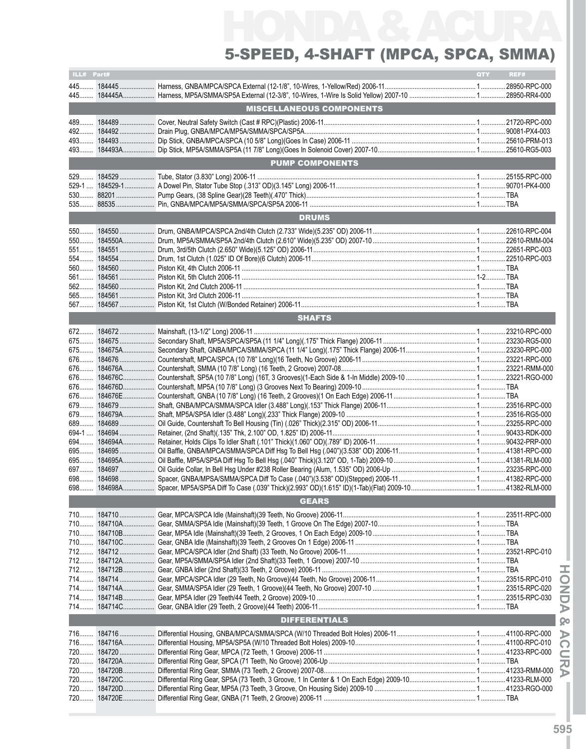# HONDA & ACURA

## 5-SPEED, 4-SHAFT (MPCA, SPCA, SMMA)

| ILL# | Part# | | QTY | REF# |
|---|---|---|---|---|
| 445 | 184445 | Harness, GNBA/MPCA/SPCA External (12-1/8", 10-Wires, 1-Yellow/Red) 2006-11 | 1 | 28950-RPC-000 |
| 445 | 184445A | Harness, MP5A/SMMA/SP5A External (12-3/8", 10-Wires, 1-Wire Is Solid Yellow) 2007-10 | 1 | 28950-RR4-000 |
| | | **MISCELLANEOUS COMPONENTS** | | |
| 489 | 184489 | Cover, Neutral Safety Switch (Cast # RPC)(Plastic) 2006-11 | 1 | 21720-RPC-000 |
| 492 | 184492 | Drain Plug, GNBA/MPCA/MP5A/SMMA/SPCA/SP5A | 1 | 90081-PX4-003 |
| 493 | 184493 | Dip Stick, GNBA/MPCA/SPCA (10 5/8" Long)(Goes In Case) 2006-11 | 1 | 25610-PRM-013 |
| 493 | 184493A | Dip Stick, MP5A/SMMA/SP5A (11 7/8" Long)(Goes In Solenoid Cover) 2007-10 | 1 | 25610-RG5-003 |
| | | **PUMP COMPONENTS** | | |
| 529 | 184529 | Tube, Stator (3.830" Long) 2006-11 | 1 | 25155-RPC-000 |
| 529-1 | 184529-1 | A Dowel Pin, Stator Tube Stop (.313" OD)(3.145" Long) 2006-11 | 1 | 90701-PK4-000 |
| 530 | 88201 | Pump Gears, (38 Spline Gear)(28 Teeth)(.470" Thick) | 1 | TBA |
| 535 | 88535 | Pin, GNBA/MPCA/MP5A/SMMA/SPCA/SP5A 2006-11 | 1 | TBA |
| | | **DRUMS** | | |
| 550 | 184550 | Drum, GNBA/MPCA/SPCA 2nd/4th Clutch (2.733" Wide)(5.235" OD) 2006-11 | 1 | 22610-RPC-004 |
| 550 | 184550A | Drum, MP5A/SMMA/SP5A 2nd/4th Clutch (2.610" Wide)(5.235" OD) 2007-10 | 1 | 22610-RMM-004 |
| 551 | 184551 | Drum, 3rd/5th Clutch (2.650" Wide)(5.125" OD) 2006-11 | 1 | 22651-RPC-003 |
| 554 | 184554 | Drum, 1st Clutch (1.025" ID Of Bore)(6 Clutch) 2006-11 | 1 | 22510-RPC-003 |
| 560 | 184560 | Piston Kit, 4th Clutch 2006-11 | 1 | TBA |
| 561 | 184561 | Piston Kit, 5th Clutch 2006-11 | 1-2 | TBA |
| 562 | 184560 | Piston Kit, 2nd Clutch 2006-11 | 1 | TBA |
| 565 | 184561 | Piston Kit, 3rd Clutch 2006-11 | 1 | TBA |
| 567 | 184567 | Piston Kit, 1st Clutch (W/Bonded Retainer) 2006-11 | 1 | TBA |
| | | **SHAFTS** | | |
| 672 | 184672 | Mainshaft, (13-1/2" Long) 2006-11 | 1 | 23210-RPC-000 |
| 675 | 184675 | Secondary Shaft, MP5A/SPCA/SP5A (11 1/4" Long)(.175" Thick Flange) 2006-11 | 1 | 23230-RG5-000 |
| 675 | 184675A | Secondary Shaft, GNBA/MPCA/SMMA/SPCA (11 1/4" Long)(.175" Thick Flange) 2006-11 | 1 | 23230-RPC-000 |
| 676 | 184676 | Countershaft, MPCA/SPCA (10 7/8" Long)(16 Teeth, No Groove) 2006-11 | 1 | 23221-RPC-000 |
| 676 | 184676A | Countershaft, SMMA (10 7/8" Long) (16 Teeth, 2 Groove) 2007-08 | 1 | 23221-RMM-000 |
| 676 | 184676C | Countershaft, SP5A (10 7/8" Long) (16T, 3 Grooves)(1-Each Side & 1-In Middle) 2009-10 | 1 | 23221-RGO-000 |
| 676 | 184676D | Countershaft, MP5A (10 7/8" Long) (3 Grooves Next To Bearing) 2009-10 | 1 | TBA |
| 676 | 184676E | Countershaft, GNBA (10 7/8" Long) (16 Teeth, 2 Grooves)(1 On Each Edge) 2006-11 | 1 | TBA |
| 679 | 184679 | Shaft, GNBA/MPCA/SMMA/SPCA Idler (3.488" Long)(.153" Thick Flange) 2006-11 | 1 | 23516-RPC-000 |
| 679 | 184679A | Shaft, MP5A/SP5A Idler (3.488" Long)(.233" Thick Flange) 2009-10 | 1 | 23516-RG5-000 |
| 689 | 184689 | Oil Guide, Countershaft To Bell Housing (Tin) (.026" Thick)(2.315" OD) 2006-11 | 1 | 23255-RPC-000 |
| 694-1 | 184694 | Retainer, (2nd Shaft)(.135" Thk, 2.100" OD, 1.825" ID) 2006-11 | 1 | 90433-RDK-000 |
| 694 | 184694A | Retainer, Holds Clips To Idler Shaft (.101" Thick)(1.060" OD)(.789" ID) 2006-11 | 1 | 90432-PRP-000 |
| 695 | 184695 | Oil Baffle, GNBA/MPCA/SMMA/SPCA Diff Hsg To Bell Hsg (.040")(3.538" OD) 2006-11 | 1 | 41381-RPC-000 |
| 695 | 184695A | Oil Baffle, MP5A/SP5A Diff Hsg To Bell Hsg (.040" Thick)(3.120" OD, 1-Tab) 2009-10 | 1 | 41381-RLM-000 |
| 697 | 184697 | Oil Guide Collar, In Bell Hsg Under #238 Roller Bearing (Alum, 1.535" OD) 2006-Up | 1 | 23235-RPC-000 |
| 698 | 184698 | Spacer, GNBA/MPSA/SMMA/SPCA Diff To Case (.040")(3.538" OD)(Stepped) 2006-11 | 1 | 41382-RPC-000 |
| 698 | 184698A | Spacer, MP5A/SP5A Diff To Case (.039" Thick)(2.993" OD)(1.615" ID)(1-Tab)(Flat) 2009-10 | 1 | 41382-RLM-000 |
| | | **GEARS** | | |
| 710 | 184710 | Gear, MPCA/SPCA Idle (Mainshaft)(39 Teeth, No Groove) 2006-11 | 1 | 23511-RPC-000 |
| 710 | 184710A | Gear, SMMA/SP5A Idle (Mainshaft)(39 Teeth, 1 Groove On The Edge) 2007-10 | 1 | TBA |
| 710 | 184710B | Gear, MP5A Idle (Mainshaft)(39 Teeth, 2 Grooves, 1 On Each Edge) 2009-10 | 1 | TBA |
| 710 | 184710C | Gear, GNBA Idle (Mainshaft)(39 Teeth, 2 Grooves On 1 Edge) 2006-11 | 1 | TBA |
| 712 | 184712 | Gear, MPCA/SPCA Idler (2nd Shaft) (33 Teeth, No Groove) 2006-11 | 1 | 23521-RPC-010 |
| 712 | 184712A | Gear, MP5A/SMMA/SP5A Idler (2nd Shaft)(33 Teeth, 1 Groove) 2007-10 | 1 | TBA |
| 712 | 184712B | Gear, GNBA Idler (2nd Shaft)(33 Teeth, 2 Groove) 2006-11 | 1 | TBA |
| 714 | 184714 | Gear, MPCA/SPCA Idler (29 Teeth, No Groove)(44 Teeth, No Groove) 2006-11 | 1 | 23515-RPC-010 |
| 714 | 184714A | Gear, SMMA/SP5A Idler (29 Teeth, 1 Groove)(44 Teeth, No Groove) 2007-10 | 1 | 23515-RPC-020 |
| 714 | 184714B | Gear, MP5A Idler (29 Teeth/44 Teeth, 2 Groove) 2009-10 | 1 | 23515-RPC-030 |
| 714 | 184714C | Gear, GNBA Idler (29 Teeth, 2 Groove)(44 Teeth) 2006-11 | 1 | TBA |
| | | **DIFFERENTIALS** | | |
| 716 | 184716 | Differential Housing, GNBA/MPCA/SMMA/SPCA (W/10 Threaded Bolt Holes) 2006-11 | 1 | 41100-RPC-000 |
| 716 | 184716A | Differential Housing, MP5A/SP5A (W/10 Threaded Bolt Holes) 2009-10 | 1 | 41100-RPC-010 |
| 720 | 184720 | Differential Ring Gear, MPCA (72 Teeth, 1 Groove) 2006-11 | 1 | 41233-RPC-000 |
| 720 | 184720A | Differential Ring Gear, SPCA (71 Teeth, No Groove) 2006-Up | 1 | TBA |
| 720 | 184720B | Differential Ring Gear, SMMA (73 Teeth, 2 Groove) 2007-08 | 1 | 41233-RMM-000 |
| 720 | 184720C | Differential Ring Gear, SP5A (73 Teeth, 3 Groove, 1 In Center & 1 On Each Edge) 2009-10 | 1 | 41233-RLM-000 |
| 720 | 184720D | Differential Ring Gear, MP5A (73 Teeth, 3 Groove, On Housing Side) 2009-10 | 1 | 41233-RGO-000 |
| 720 | 184720E | Differential Ring Gear, GNBA (71 Teeth, 2 Groove) 2006-11 | 1 | TBA |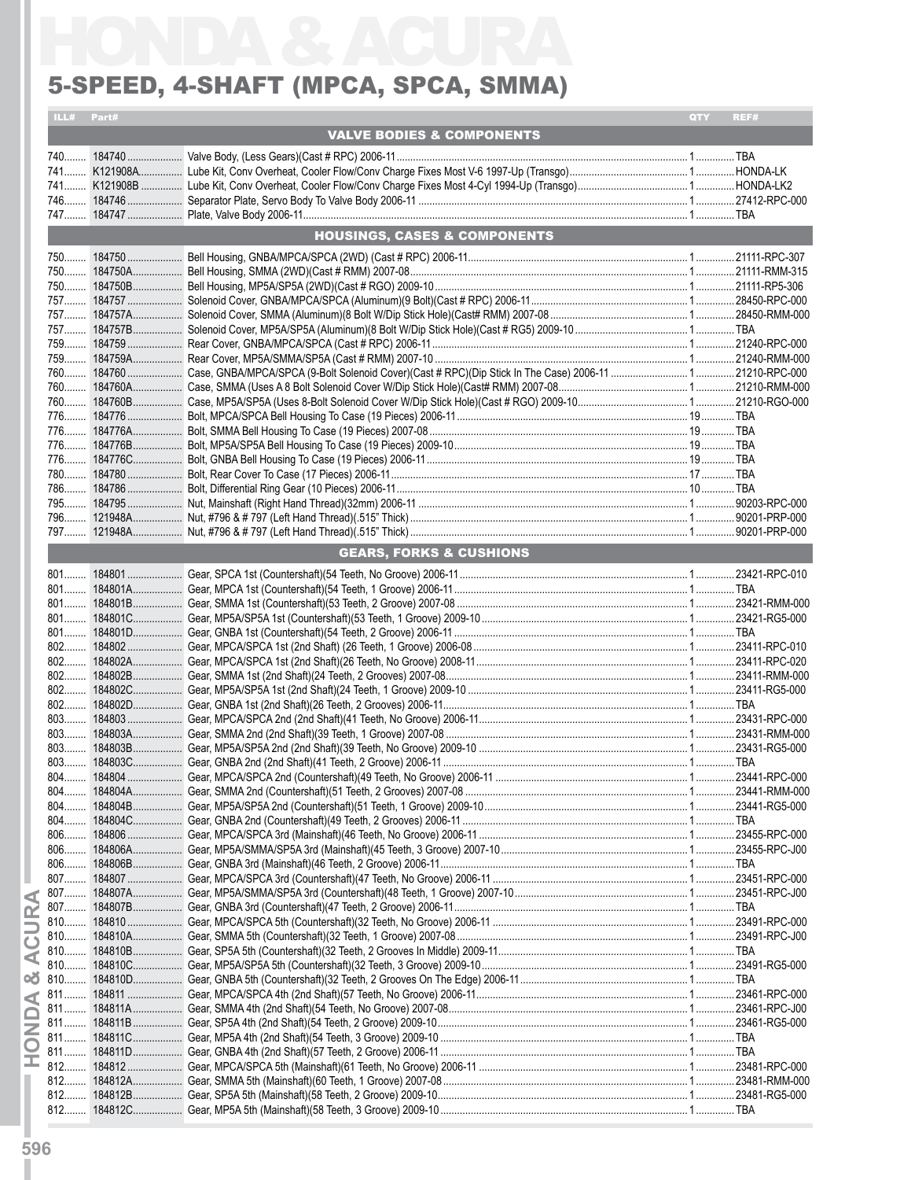# HONDA & ACURA

## 5-SPEED, 4-SHAFT (MPCA, SPCA, SMMA)

| ILL# | Part# | | QTY | REF# |
|---|---|---|---|---|
| | | **VALVE BODIES & COMPONENTS** | | |
| 740 | 184740 | Valve Body, (Less Gears)(Cast # RPC) 2006-11 | 1 | TBA |
| 741 | K121908A | Lube Kit, Conv Overheat, Cooler Flow/Conv Charge Fixes Most V-6 1997-Up (Transgo) | 1 | HONDA-LK |
| 741 | K121908B | Lube Kit, Conv Overheat, Cooler Flow/Conv Charge Fixes Most 4-Cyl 1994-Up (Transgo) | 1 | HONDA-LK2 |
| 746 | 184746 | Separator Plate, Servo Body To Valve Body 2006-11 | 1 | 27412-RPC-000 |
| 747 | 184747 | Plate, Valve Body 2006-11 | 1 | TBA |
| | | **HOUSINGS, CASES & COMPONENTS** | | |
| 750 | 184750 | Bell Housing, GNBA/MPCA/SPCA (2WD) (Cast # RPC) 2006-11 | 1 | 21111-RPC-307 |
| 750 | 184750A | Bell Housing, SMMA (2WD)(Cast # RMM) 2007-08 | 1 | 21111-RMM-315 |
| 750 | 184750B | Bell Housing, MP5A/SP5A (2WD)(Cast # RGO) 2009-10 | 1 | 21111-RP5-306 |
| 757 | 184757 | Solenoid Cover, GNBA/MPCA/SPCA (Aluminum)(9 Bolt)(Cast # RPC) 2006-11 | 1 | 28450-RPC-000 |
| 757 | 184757A | Solenoid Cover, SMMA (Aluminum)(8 Bolt W/Dip Stick Hole)(Cast# RMM) 2007-08 | 1 | 28450-RMM-000 |
| 757 | 184757B | Solenoid Cover, MP5A/SP5A (Aluminum)(8 Bolt W/Dip Stick Hole)(Cast # RG5) 2009-10 | 1 | TBA |
| 759 | 184759 | Rear Cover, GNBA/MPCA/SPCA (Cast # RPC) 2006-11 | 1 | 21240-RPC-000 |
| 759 | 184759A | Rear Cover, MP5A/SMMA/SP5A (Cast # RMM) 2007-10 | 1 | 21240-RMM-000 |
| 760 | 184760 | Case, GNBA/MPCA/SPCA (9-Bolt Solenoid Cover)(Cast # RPC)(Dip Stick In The Case) 2006-11 | 1 | 21210-RPC-000 |
| 760 | 184760A | Case, SMMA (Uses A 8 Bolt Solenoid Cover W/Dip Stick Hole)(Cast# RMM) 2007-08 | 1 | 21210-RMM-000 |
| 760 | 184760B | Case, MP5A/SP5A (Uses 8-Bolt Solenoid Cover W/Dip Stick Hole)(Cast # RGO) 2009-10 | 1 | 21210-RGO-000 |
| 776 | 184776 | Bolt, MPCA/SPCA Bell Housing To Case (19 Pieces) 2006-11 | 19 | TBA |
| 776 | 184776A | Bolt, SMMA Bell Housing To Case (19 Pieces) 2007-08 | 19 | TBA |
| 776 | 184776B | Bolt, MP5A/SP5A Bell Housing To Case (19 Pieces) 2009-10 | 19 | TBA |
| 776 | 184776C | Bolt, GNBA Bell Housing To Case (19 Pieces) 2006-11 | 19 | TBA |
| 780 | 184780 | Bolt, Rear Cover To Case (17 Pieces) 2006-11 | 17 | TBA |
| 786 | 184786 | Bolt, Differential Ring Gear (10 Pieces) 2006-11 | 10 | TBA |
| 795 | 184795 | Nut, Mainshaft (Right Hand Thread)(32mm) 2006-11 | 1 | 90203-RPC-000 |
| 796 | 121948A | Nut, #796 & # 797 (Left Hand Thread)(.515" Thick) | 1 | 90201-PRP-000 |
| 797 | 121948A | Nut, #796 & # 797 (Left Hand Thread)(.515" Thick) | 1 | 90201-PRP-000 |
| | | **GEARS, FORKS & CUSHIONS** | | |
| 801 | 184801 | Gear, SPCA 1st (Countershaft)(54 Teeth, No Groove) 2006-11 | 1 | 23421-RPC-010 |
| 801 | 184801A | Gear, MPCA 1st (Countershaft)(54 Teeth, 1 Groove) 2006-11 | 1 | TBA |
| 801 | 184801B | Gear, SMMA 1st (Countershaft)(53 Teeth, 2 Groove) 2007-08 | 1 | 23421-RMM-000 |
| 801 | 184801C | Gear, MP5A/SP5A 1st (Countershaft)(53 Teeth, 1 Groove) 2009-10 | 1 | 23421-RG5-000 |
| 801 | 184801D | Gear, GNBA 1st (Countershaft)(54 Teeth, 2 Groove) 2006-11 | 1 | TBA |
| 802 | 184802 | Gear, MPCA/SPCA 1st (2nd Shaft) (26 Teeth, 1 Groove) 2006-08 | 1 | 23411-RPC-010 |
| 802 | 184802A | Gear, MPCA/SPCA 1st (2nd Shaft)(26 Teeth, No Groove) 2008-11 | 1 | 23411-RPC-020 |
| 802 | 184802B | Gear, SMMA 1st (2nd Shaft)(24 Teeth, 2 Grooves) 2007-08 | 1 | 23411-RMM-000 |
| 802 | 184802C | Gear, MP5A/SP5A 1st (2nd Shaft)(24 Teeth, 1 Groove) 2009-10 | 1 | 23411-RG5-000 |
| 802 | 184802D | Gear, GNBA 1st (2nd Shaft)(26 Teeth, 2 Grooves) 2006-11 | 1 | TBA |
| 803 | 184803 | Gear, MPCA/SPCA 2nd (2nd Shaft)(41 Teeth, No Groove) 2006-11 | 1 | 23431-RPC-000 |
| 803 | 184803A | Gear, SMMA 2nd (2nd Shaft)(39 Teeth, 1 Groove) 2007-08 | 1 | 23431-RMM-000 |
| 803 | 184803B | Gear, MP5A/SP5A 2nd (2nd Shaft)(39 Teeth, No Groove) 2009-10 | 1 | 23431-RG5-000 |
| 803 | 184803C | Gear, GNBA 2nd (2nd Shaft)(41 Teeth, 2 Groove) 2006-11 | 1 | TBA |
| 804 | 184804 | Gear, MPCA/SPCA 2nd (Countershaft)(49 Teeth, No Groove) 2006-11 | 1 | 23441-RPC-000 |
| 804 | 184804A | Gear, SMMA 2nd (Countershaft)(51 Teeth, 2 Grooves) 2007-08 | 1 | 23441-RMM-000 |
| 804 | 184804B | Gear, MP5A/SP5A 2nd (Countershaft)(51 Teeth, 1 Groove) 2009-10 | 1 | 23441-RG5-000 |
| 804 | 184804C | Gear, GNBA 2nd (Countershaft)(49 Teeth, 2 Grooves) 2006-11 | 1 | TBA |
| 806 | 184806 | Gear, MPCA/SPCA 3rd (Mainshaft)(46 Teeth, No Groove) 2006-11 | 1 | 23455-RPC-000 |
| 806 | 184806A | Gear, MP5A/SMMA/SP5A 3rd (Mainshaft)(45 Teeth, 3 Groove) 2007-10 | 1 | 23455-RPC-J00 |
| 806 | 184806B | Gear, GNBA 3rd (Mainshaft)(46 Teeth, 2 Groove) 2006-11 | 1 | TBA |
| 807 | 184807 | Gear, MPCA/SPCA 3rd (Countershaft)(47 Teeth, No Groove) 2006-11 | 1 | 23451-RPC-000 |
| 807 | 184807A | Gear, MP5A/SMMA/SP5A 3rd (Countershaft)(48 Teeth, 1 Groove) 2007-10 | 1 | 23451-RPC-J00 |
| 807 | 184807B | Gear, GNBA 3rd (Countershaft)(47 Teeth, 2 Groove) 2006-11 | 1 | TBA |
| 810 | 184810 | Gear, MPCA/SPCA 5th (Countershaft)(32 Teeth, No Groove) 2006-11 | 1 | 23491-RPC-000 |
| 810 | 184810A | Gear, SMMA 5th (Countershaft)(32 Teeth, 1 Groove) 2007-08 | 1 | 23491-RPC-J00 |
| 810 | 184810B | Gear, SP5A 5th (Countershaft)(32 Teeth, 2 Grooves In Middle) 2009-11 | 1 | TBA |
| 810 | 184810C | Gear, MP5A/SP5A 5th (Countershaft)(32 Teeth, 3 Groove) 2009-10 | 1 | 23491-RG5-000 |
| 810 | 184810D | Gear, GNBA 5th (Countershaft)(32 Teeth, 2 Grooves On The Edge) 2006-11 | 1 | TBA |
| 811 | 184811 | Gear, MPCA/SPCA 4th (2nd Shaft)(57 Teeth, No Groove) 2006-11 | 1 | 23461-RPC-000 |
| 811 | 184811A | Gear, SMMA 4th (2nd Shaft)(54 Teeth, No Groove) 2007-08 | 1 | 23461-RPC-J00 |
| 811 | 184811B | Gear, SP5A 4th (2nd Shaft)(54 Teeth, 2 Groove) 2009-10 | 1 | 23461-RG5-000 |
| 811 | 184811C | Gear, MP5A 4th (2nd Shaft)(54 Teeth, 3 Groove) 2009-10 | 1 | TBA |
| 811 | 184811D | Gear, GNBA 4th (2nd Shaft)(57 Teeth, 2 Groove) 2006-11 | 1 | TBA |
| 812 | 184812 | Gear, MPCA/SPCA 5th (Mainshaft)(61 Teeth, No Groove) 2006-11 | 1 | 23481-RPC-000 |
| 812 | 184812A | Gear, SMMA 5th (Mainshaft)(60 Teeth, 1 Groove) 2007-08 | 1 | 23481-RMM-000 |
| 812 | 184812B | Gear, SP5A 5th (Mainshaft)(58 Teeth, 2 Groove) 2009-10 | 1 | 23481-RG5-000 |
| 812 | 184812C | Gear, MP5A 5th (Mainshaft)(58 Teeth, 3 Groove) 2009-10 | 1 | TBA |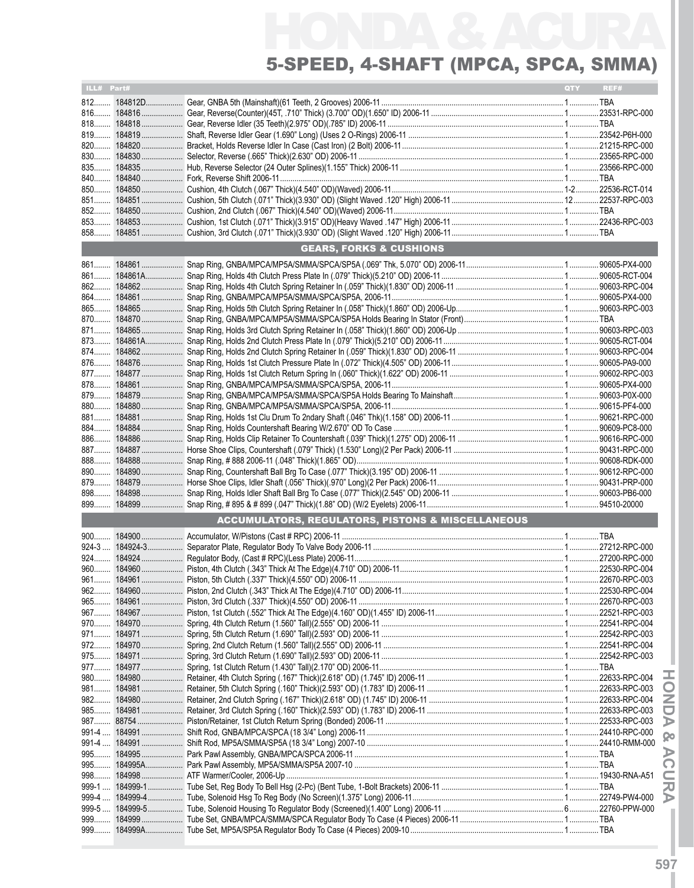# HONDA & ACURA

## 5-SPEED, 4-SHAFT (MPCA, SPCA, SMMA)

| ILL# | Part# | | QTY | REF# |
|---|---|---|---|---|
| 812 | 184812D | Gear, GNBA 5th (Mainshaft)(61 Teeth, 2 Grooves) 2006-11 | 1 | TBA |
| 816 | 184816 | Gear, Reverse(Counter)(45T, .710" Thick) (3.700" OD)(1.650" ID) 2006-11 | 1 | 23531-RPC-000 |
| 818 | 184818 | Gear, Reverse Idler (35 Teeth)(2.975" OD)(.785" ID) 2006-11 | 1 | TBA |
| 819 | 184819 | Shaft, Reverse Idler Gear (1.690" Long) (Uses 2 O-Rings) 2006-11 | 1 | 23542-P6H-000 |
| 820 | 184820 | Bracket, Holds Reverse Idler In Case (Cast Iron) (2 Bolt) 2006-11 | 1 | 21215-RPC-000 |
| 830 | 184830 | Selector, Reverse (.665" Thick)(2.630" OD) 2006-11 | 1 | 23565-RPC-000 |
| 835 | 184835 | Hub, Reverse Selector (24 Outer Splines)(1.155" Thick) 2006-11 | 1 | 23566-RPC-000 |
| 840 | 184840 | Fork, Reverse Shift 2006-11 | 1 | TBA |
| 850 | 184850 | Cushion, 4th Clutch (.067" Thick)(4.540" OD)(Waved) 2006-11 | 1-2 | 22536-RCT-014 |
| 851 | 184851 | Cushion, 5th Clutch (.071" Thick)(3.930" OD) (Slight Waved .120" High) 2006-11 | 12 | 22537-RPC-003 |
| 852 | 184850 | Cushion, 2nd Clutch (.067" Thick)(4.540" OD)(Waved) 2006-11 | 1 | TBA |
| 853 | 184853 | Cushion, 1st Clutch (.071" Thick)(3.915" OD)(Heavy Waved .147" High) 2006-11 | 1 | 22436-RPC-003 |
| 858 | 184851 | Cushion, 3rd Clutch (.071" Thick)(3.930" OD) (Slight Waved .120" High) 2006-11 | 1 | TBA |
| | | **GEARS, FORKS & CUSHIONS** | | |
| 861 | 184861 | Snap Ring, GNBA/MPCA/MP5A/SMMA/SPCA/SP5A (.069" Thk, 5.070" OD) 2006-11 | 1 | 90605-PX4-000 |
| 861 | 184861A | Snap Ring, Holds 4th Clutch Press Plate In (.079" Thick)(5.210" OD) 2006-11 | 1 | 90605-RCT-004 |
| 862 | 184862 | Snap Ring, Holds 4th Clutch Spring Retainer In (.059" Thick)(1.830" OD) 2006-11 | 1 | 90603-RPC-004 |
| 864 | 184861 | Snap Ring, GNBA/MPCA/MP5A/SMMA/SPCA/SP5A, 2006-11 | 1 | 90605-PX4-000 |
| 865 | 184865 | Snap Ring, Holds 5th Clutch Spring Retainer In (.058" Thick)(1.860" OD) 2006-Up | 1 | 90603-RPC-003 |
| 870 | 184870 | Snap Ring, GNBA/MPCA/MP5A/SMMA/SPCA/SP5A Holds Bearing In Stator (Front) | 1 | TBA |
| 871 | 184865 | Snap Ring, Holds 3rd Clutch Spring Retainer In (.058" Thick)(1.860" OD) 2006-Up | 1 | 90603-RPC-003 |
| 873 | 184861A | Snap Ring, Holds 2nd Clutch Press Plate In (.079" Thick)(5.210" OD) 2006-11 | 1 | 90605-RCT-004 |
| 874 | 184862 | Snap Ring, Holds 2nd Clutch Spring Retainer In (.059" Thick)(1.830" OD) 2006-11 | 1 | 90603-RPC-004 |
| 876 | 184876 | Snap Ring, Holds 1st Clutch Pressure Plate In (.072" Thick)(4.505" OD) 2006-11 | 1 | 90605-PA9-000 |
| 877 | 184877 | Snap Ring, Holds 1st Clutch Return Spring In (.060" Thick)(1.622" OD) 2006-11 | 1 | 90602-RPC-003 |
| 878 | 184861 | Snap Ring, GNBA/MPCA/MP5A/SMMA/SPCA/SP5A, 2006-11 | 1 | 90605-PX4-000 |
| 879 | 184879 | Snap Ring, GNBA/MPCA/MP5A/SMMA/SPCA/SP5A Holds Bearing To Mainshaft | 1 | 90603-P0X-000 |
| 880 | 184880 | Snap Ring, GNBA/MPCA/MP5A/SMMA/SPCA/SP5A, 2006-11 | 1 | 90615-PF4-000 |
| 881 | 184881 | Snap Ring, Holds 1st Clu Drum To 2ndary Shaft (.046" Thk)(1.158" OD) 2006-11 | 1 | 90621-RPC-000 |
| 884 | 184884 | Snap Ring, Holds Countershaft Bearing W/2.670" OD To Case | 1 | 90609-PC8-000 |
| 886 | 184886 | Snap Ring, Holds Clip Retainer To Countershaft (.039" Thick)(1.275" OD) 2006-11 | 1 | 90616-RPC-000 |
| 887 | 184887 | Horse Shoe Clips, Countershaft (.079" Thick) (1.530" Long)(2 Per Pack) 2006-11 | 1 | 90431-RPC-000 |
| 888 | 184888 | Snap Ring, # 888 2006-11 (.048" Thick)(1.865" OD) | 1 | 90608-RDK-000 |
| 890 | 184890 | Snap Ring, Countershaft Ball Brg To Case (.077" Thick)(3.195" OD) 2006-11 | 1 | 90612-RPC-000 |
| 879 | 184879 | Horse Shoe Clips, Idler Shaft (.056" Thick)(.970" Long)(2 Per Pack) 2006-11 | 1 | 90431-PRP-000 |
| 898 | 184898 | Snap Ring, Holds Idler Shaft Ball Brg To Case (.077" Thick)(2.545" OD) 2006-11 | 1 | 90603-PB6-000 |
| 899 | 184899 | Snap Ring, # 895 & # 899 (.047" Thick)(1.88" OD) (W/2 Eyelets) 2006-11 | 1 | 94510-20000 |
| | | **ACCUMULATORS, REGULATORS, PISTONS & MISCELLANEOUS** | | |
| 900 | 184900 | Accumulator, W/Pistons (Cast # RPC) 2006-11 | 1 | TBA |
| 924-3 | 184924-3 | Separator Plate, Regulator Body To Valve Body 2006-11 | 1 | 27212-RPC-000 |
| 924 | 184924 | Regulator Body, (Cast # RPC)(Less Plate) 2006-11 | 1 | 27200-RPC-000 |
| 960 | 184960 | Piston, 4th Clutch (.343" Thick At The Edge)(4.710" OD) 2006-11 | 1 | 22530-RPC-004 |
| 961 | 184961 | Piston, 5th Clutch (.337" Thick)(4.550" OD) 2006-11 | 1 | 22670-RPC-003 |
| 962 | 184960 | Piston, 2nd Clutch (.343" Thick At The Edge)(4.710" OD) 2006-11 | 1 | 22530-RPC-004 |
| 965 | 184961 | Piston, 3rd Clutch (.337" Thick)(4.550" OD) 2006-11 | 1 | 22670-RPC-003 |
| 967 | 184967 | Piston, 1st Clutch (.552" Thick At The Edge)(4.160" OD)(1.455" ID) 2006-11 | 1 | 22521-RPC-003 |
| 970 | 184970 | Spring, 4th Clutch Return (1.560" Tall)(2.555" OD) 2006-11 | 1 | 22541-RPC-004 |
| 971 | 184971 | Spring, 5th Clutch Return (1.690" Tall)(2.593" OD) 2006-11 | 1 | 22542-RPC-003 |
| 972 | 184970 | Spring, 2nd Clutch Return (1.560" Tall)(2.555" OD) 2006-11 | 1 | 22541-RPC-004 |
| 975 | 184971 | Spring, 3rd Clutch Return (1.690" Tall)(2.593" OD) 2006-11 | 1 | 22542-RPC-003 |
| 977 | 184977 | Spring, 1st Clutch Return (1.430" Tall)(2.170" OD) 2006-11 | 1 | TBA |
| 980 | 184980 | Retainer, 4th Clutch Spring (.167" Thick)(2.618" OD) (1.745" ID) 2006-11 | 1 | 22633-RPC-004 |
| 981 | 184981 | Retainer, 5th Clutch Spring (.160" Thick)(2.593" OD) (1.783" ID) 2006-11 | 1 | 22633-RPC-003 |
| 982 | 184980 | Retainer, 2nd Clutch Spring (.167" Thick)(2.618" OD) (1.745" ID) 2006-11 | 1 | 22633-RPC-004 |
| 985 | 184981 | Retainer, 3rd Clutch Spring (.160" Thick)(2.593" OD) (1.783" ID) 2006-11 | 1 | 22633-RPC-003 |
| 987 | 88754 | Piston/Retainer, 1st Clutch Return Spring (Bonded) 2006-11 | 1 | 22533-RPC-003 |
| 991-4 | 184991 | Shift Rod, GNBA/MPCA/SPCA (18 3/4" Long) 2006-11 | 1 | 24410-RPC-000 |
| 991-4 | 184991 | Shift Rod, MP5A/SMMA/SP5A (18 3/4" Long) 2007-10 | 1 | 24410-RMM-000 |
| 995 | 184995 | Park Pawl Assembly, GNBA/MPCA/SPCA 2006-11 | 1 | TBA |
| 995 | 184995A | Park Pawl Assembly, MP5A/SMMA/SP5A 2007-10 | 1 | TBA |
| 998 | 184998 | ATF Warmer/Cooler, 2006-Up | 1 | 19430-RNA-A51 |
| 999-1 | 184999-1 | Tube Set, Reg Body To Bell Hsg (2-Pc) (Bent Tube, 1-Bolt Brackets) 2006-11 | 1 | TBA |
| 999-4 | 184999-4 | Tube, Solenoid Hsg To Reg Body (No Screen)(1.375" Long) 2006-11 | 1 | 22749-PW4-000 |
| 999-5 | 184999-5 | Tube, Solenoid Housing To Regulator Body (Screened)(1.400" Long) 2006-11 | 6 | 22760-PPW-000 |
| 999 | 184999 | Tube Set, GNBA/MPCA/SMMA/SPCA Regulator Body To Case (4 Pieces) 2006-11 | 1 | TBA |
| 999 | 184999A | Tube Set, MP5A/SP5A Regulator Body To Case (4 Pieces) 2009-10 | 1 | TBA |